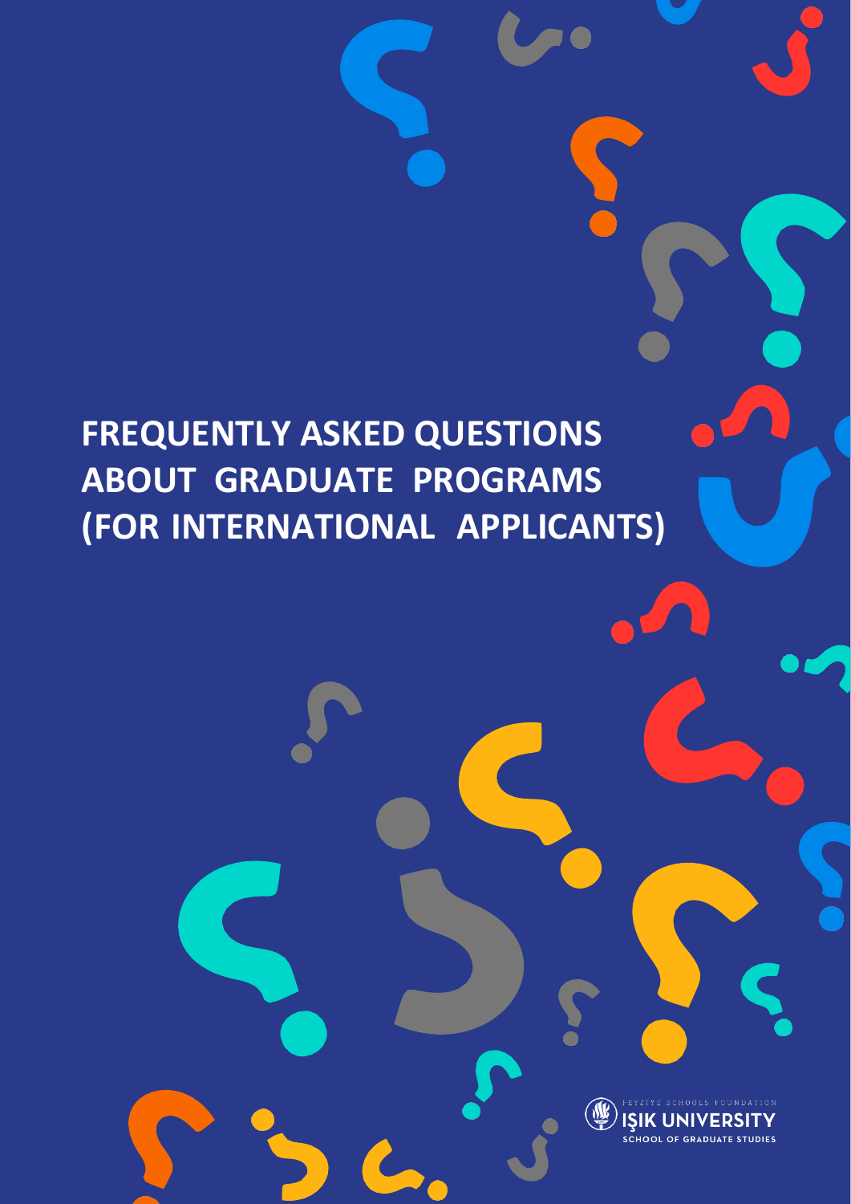# FREQUENTLY ASKED QUESTIONS ABOUT GRADUATE PROGRAMS (FOR INTERNATIONAL APPLICANTS)

FEYZİYE SCHOOLS FOUNDATION
IŞIK UNIVERSITY
SCHOOL OF GRADUATE STUDIES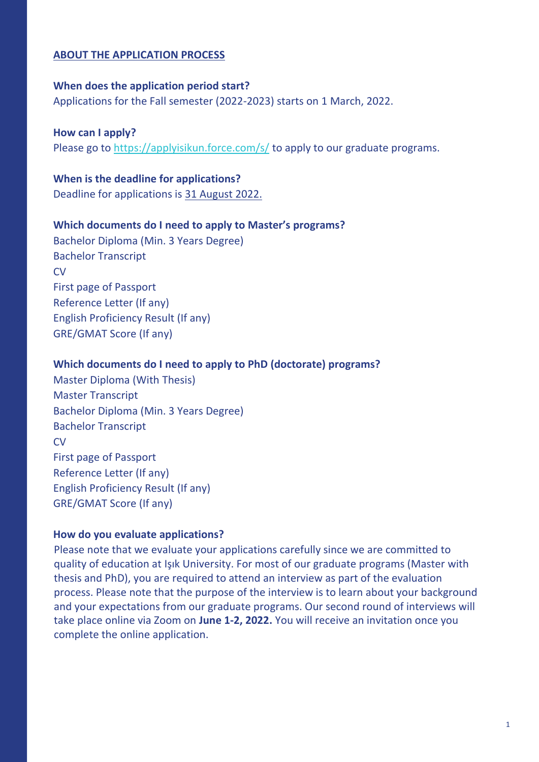## ABOUT THE APPLICATION PROCESS

**When does the application period start?**

Applications for the Fall semester (2022-2023) starts on 1 March, 2022.

**How can I apply?**

Please go to [https://applyisikun.force.com/s/](https://applyisikun.force.com/s/) to apply to our graduate programs.

**When is the deadline for applications?**

Deadline for applications is 31 August 2022.

**Which documents do I need to apply to Master's programs?**

Bachelor Diploma (Min. 3 Years Degree)
Bachelor Transcript
CV
First page of Passport
Reference Letter (If any)
English Proficiency Result (If any)
GRE/GMAT Score (If any)

**Which documents do I need to apply to PhD (doctorate) programs?**

Master Diploma (With Thesis)
Master Transcript
Bachelor Diploma (Min. 3 Years Degree)
Bachelor Transcript
CV
First page of Passport
Reference Letter (If any)
English Proficiency Result (If any)
GRE/GMAT Score (If any)

**How do you evaluate applications?**

Please note that we evaluate your applications carefully since we are committed to quality of education at Işık University. For most of our graduate programs (Master with thesis and PhD), you are required to attend an interview as part of the evaluation process. Please note that the purpose of the interview is to learn about your background and your expectations from our graduate programs. Our second round of interviews will take place online via Zoom on **June 1-2, 2022.** You will receive an invitation once you complete the online application.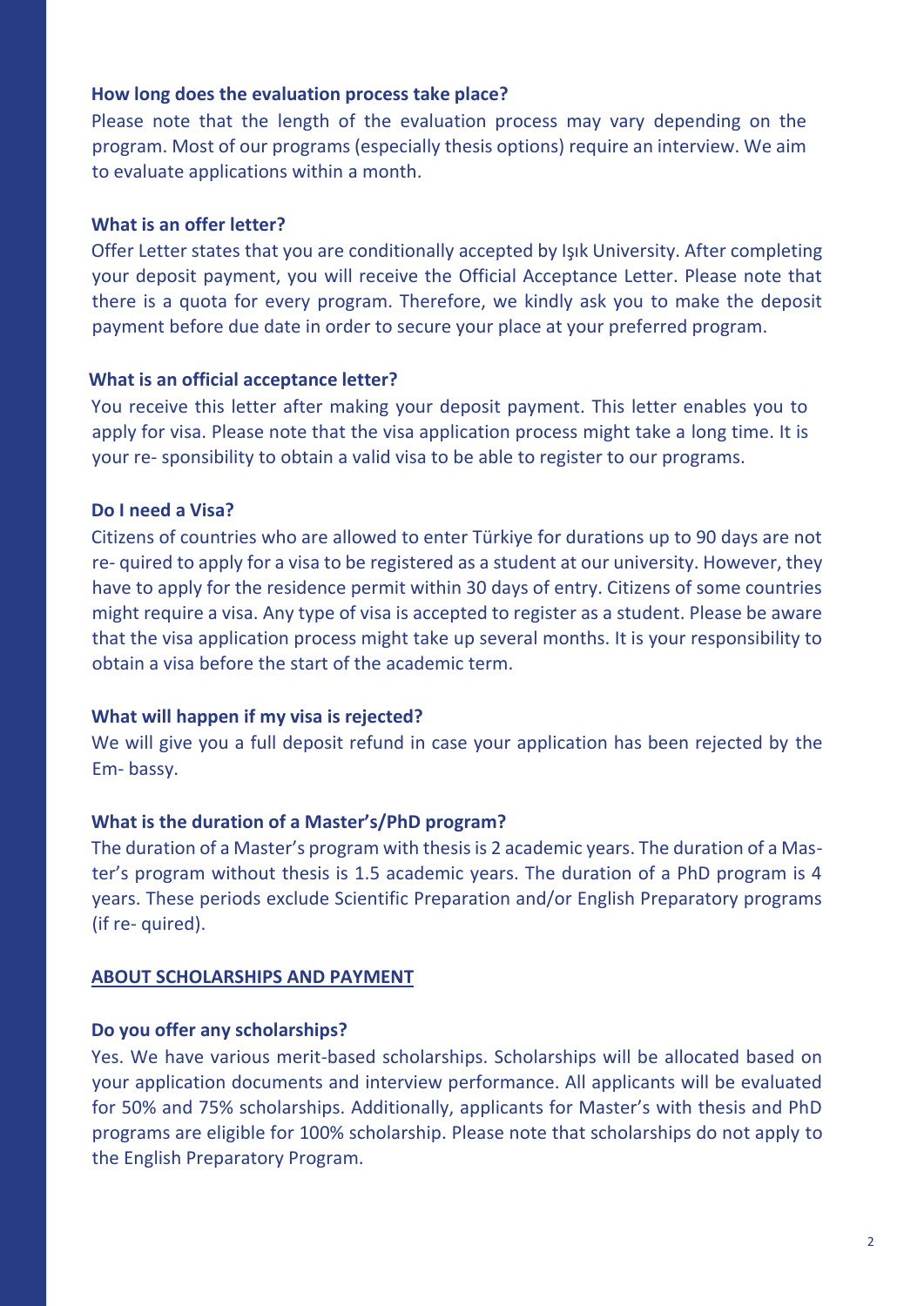### How long does the evaluation process take place?

Please note that the length of the evaluation process may vary depending on the program. Most of our programs (especially thesis options) require an interview. We aim to evaluate applications within a month.

### What is an offer letter?

Offer Letter states that you are conditionally accepted by Işık University. After completing your deposit payment, you will receive the Official Acceptance Letter. Please note that there is a quota for every program. Therefore, we kindly ask you to make the deposit payment before due date in order to secure your place at your preferred program.

### What is an official acceptance letter?

You receive this letter after making your deposit payment. This letter enables you to apply for visa. Please note that the visa application process might take a long time. It is your re- sponsibility to obtain a valid visa to be able to register to our programs.

### Do I need a Visa?

Citizens of countries who are allowed to enter Türkiye for durations up to 90 days are not re- quired to apply for a visa to be registered as a student at our university. However, they have to apply for the residence permit within 30 days of entry. Citizens of some countries might require a visa. Any type of visa is accepted to register as a student. Please be aware that the visa application process might take up several months. It is your responsibility to obtain a visa before the start of the academic term.

### What will happen if my visa is rejected?

We will give you a full deposit refund in case your application has been rejected by the Em- bassy.

### What is the duration of a Master's/PhD program?

The duration of a Master's program with thesis is 2 academic years. The duration of a Mas- ter's program without thesis is 1.5 academic years. The duration of a PhD program is 4 years. These periods exclude Scientific Preparation and/or English Preparatory programs (if re- quired).

## ABOUT SCHOLARSHIPS AND PAYMENT

### Do you offer any scholarships?

Yes. We have various merit-based scholarships. Scholarships will be allocated based on your application documents and interview performance. All applicants will be evaluated for 50% and 75% scholarships. Additionally, applicants for Master's with thesis and PhD programs are eligible for 100% scholarship. Please note that scholarships do not apply to the English Preparatory Program.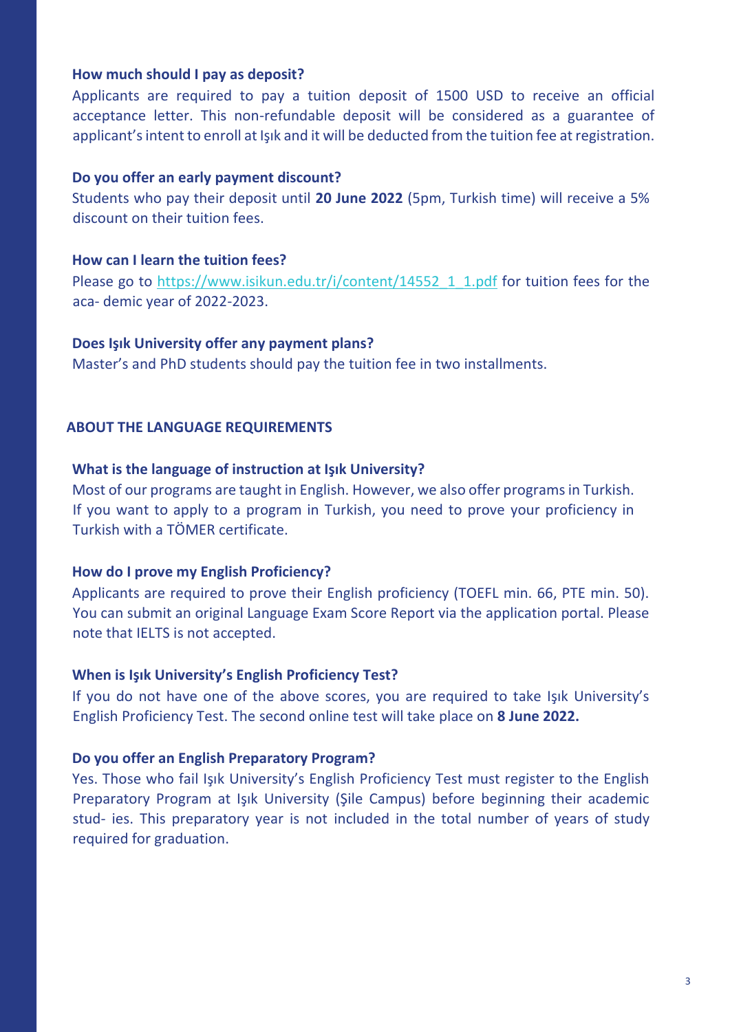### How much should I pay as deposit?

Applicants are required to pay a tuition deposit of 1500 USD to receive an official acceptance letter. This non-refundable deposit will be considered as a guarantee of applicant's intent to enroll at Işık and it will be deducted from the tuition fee at registration.

### Do you offer an early payment discount?

Students who pay their deposit until **20 June 2022** (5pm, Turkish time) will receive a 5% discount on their tuition fees.

### How can I learn the tuition fees?

Please go to https://www.isikun.edu.tr/i/content/14552_1_1.pdf for tuition fees for the aca- demic year of 2022-2023.

### Does Işık University offer any payment plans?

Master's and PhD students should pay the tuition fee in two installments.

## ABOUT THE LANGUAGE REQUIREMENTS

### What is the language of instruction at Işık University?

Most of our programs are taught in English. However, we also offer programs in Turkish. If you want to apply to a program in Turkish, you need to prove your proficiency in Turkish with a TÖMER certificate.

### How do I prove my English Proficiency?

Applicants are required to prove their English proficiency (TOEFL min. 66, PTE min. 50). You can submit an original Language Exam Score Report via the application portal. Please note that IELTS is not accepted.

### When is Işık University's English Proficiency Test?

If you do not have one of the above scores, you are required to take Işık University's English Proficiency Test. The second online test will take place on **8 June 2022.**

### Do you offer an English Preparatory Program?

Yes. Those who fail Işık University's English Proficiency Test must register to the English Preparatory Program at Işık University (Şile Campus) before beginning their academic stud- ies. This preparatory year is not included in the total number of years of study required for graduation.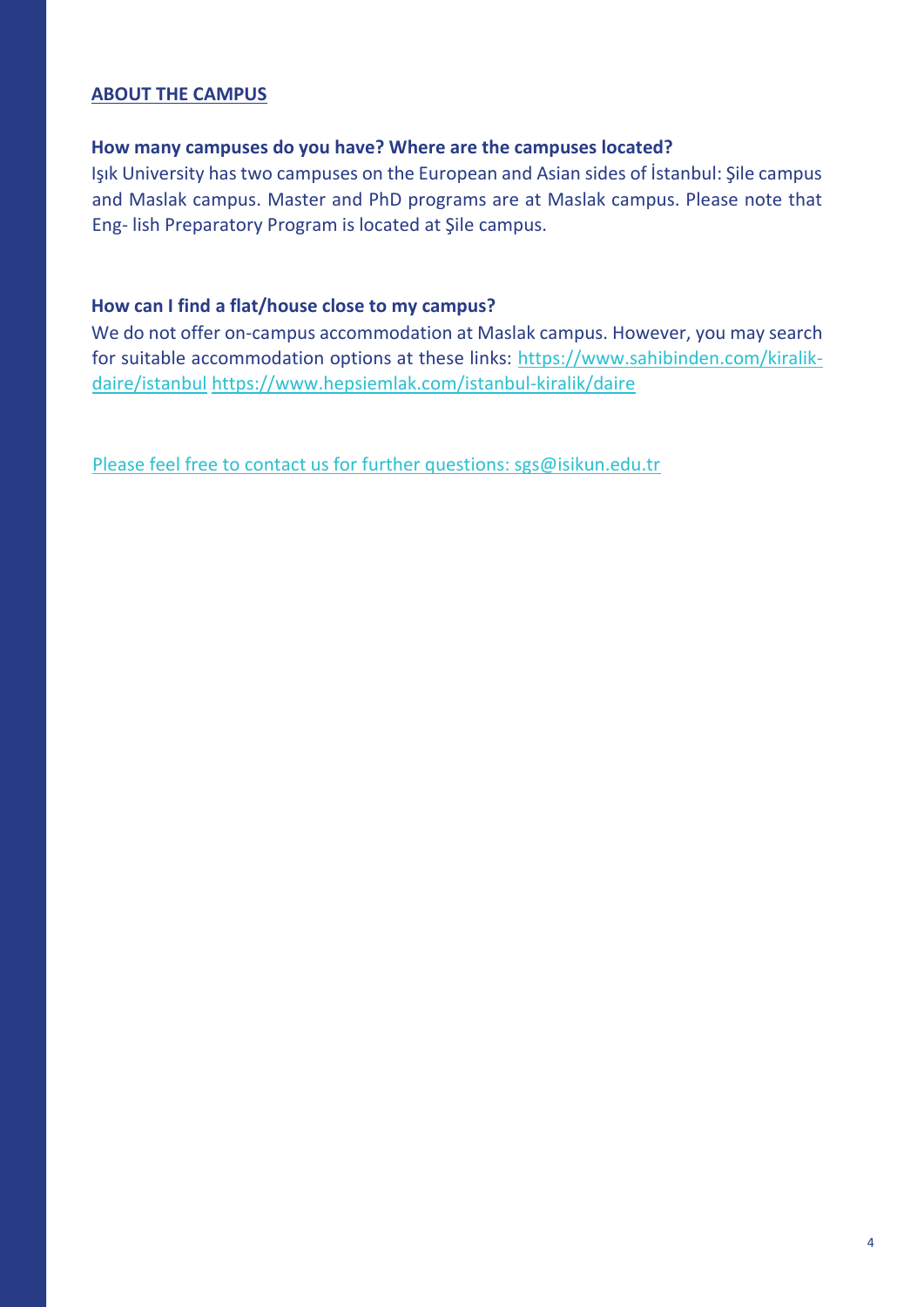## ABOUT THE CAMPUS

### How many campuses do you have? Where are the campuses located?

Işık University has two campuses on the European and Asian sides of İstanbul: Şile campus and Maslak campus. Master and PhD programs are at Maslak campus. Please note that Eng- lish Preparatory Program is located at Şile campus.

### How can I find a flat/house close to my campus?

We do not offer on-campus accommodation at Maslak campus. However, you may search for suitable accommodation options at these links: https://www.sahibinden.com/kiralik-daire/istanbul https://www.hepsiemlak.com/istanbul-kiralik/daire

Please feel free to contact us for further questions: sgs@isikun.edu.tr